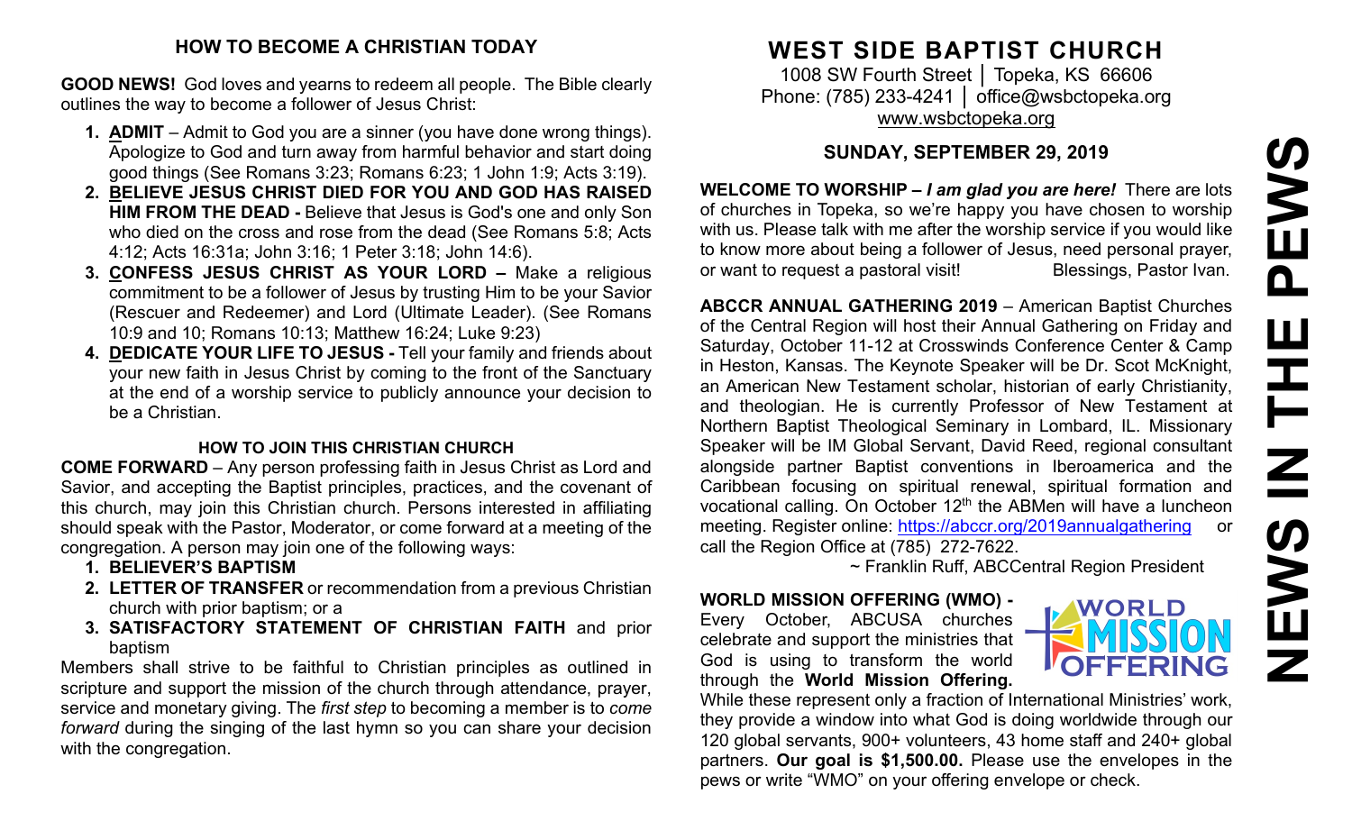## HOW TO BECOME A CHRISTIAN TODAY

**GOOD NEWS!** God loves and yearns to redeem all people. The Bible clearly outlines the way to become a follower of Jesus Christ:

1. **ADMIT** – Admit to God you are a sinner (you have done wrong things). Apologize to God and turn away from harmful behavior and start doing good things (See Romans 3:23; Romans 6:23; 1 John 1:9; Acts 3:19).
2. **BELIEVE JESUS CHRIST DIED FOR YOU AND GOD HAS RAISED HIM FROM THE DEAD -** Believe that Jesus is God's one and only Son who died on the cross and rose from the dead (See Romans 5:8; Acts 4:12; Acts 16:31a; John 3:16; 1 Peter 3:18; John 14:6).
3. **CONFESS JESUS CHRIST AS YOUR LORD –** Make a religious commitment to be a follower of Jesus by trusting Him to be your Savior (Rescuer and Redeemer) and Lord (Ultimate Leader). (See Romans 10:9 and 10; Romans 10:13; Matthew 16:24; Luke 9:23)
4. **DEDICATE YOUR LIFE TO JESUS -** Tell your family and friends about your new faith in Jesus Christ by coming to the front of the Sanctuary at the end of a worship service to publicly announce your decision to be a Christian.

### HOW TO JOIN THIS CHRISTIAN CHURCH

**COME FORWARD** – Any person professing faith in Jesus Christ as Lord and Savior, and accepting the Baptist principles, practices, and the covenant of this church, may join this Christian church. Persons interested in affiliating should speak with the Pastor, Moderator, or come forward at a meeting of the congregation. A person may join one of the following ways:

1. **BELIEVER'S BAPTISM**
2. **LETTER OF TRANSFER** or recommendation from a previous Christian church with prior baptism; or a
3. **SATISFACTORY STATEMENT OF CHRISTIAN FAITH** and prior baptism

Members shall strive to be faithful to Christian principles as outlined in scripture and support the mission of the church through attendance, prayer, service and monetary giving. The *first step* to becoming a member is to *come forward* during the singing of the last hymn so you can share your decision with the congregation.

# WEST SIDE BAPTIST CHURCH

1008 SW Fourth Street │ Topeka, KS 66606
Phone: (785) 233-4241 │ office@wsbctopeka.org
www.wsbctopeka.org

## SUNDAY, SEPTEMBER 29, 2019

# NEWS IN THE PEWS

**WELCOME TO WORSHIP –** ***I am glad you are here!*** There are lots of churches in Topeka, so we're happy you have chosen to worship with us. Please talk with me after the worship service if you would like to know more about being a follower of Jesus, need personal prayer, or want to request a pastoral visit! Blessings, Pastor Ivan.

**ABCCR ANNUAL GATHERING 2019** – American Baptist Churches of the Central Region will host their Annual Gathering on Friday and Saturday, October 11-12 at Crosswinds Conference Center & Camp in Heston, Kansas. The Keynote Speaker will be Dr. Scot McKnight, an American New Testament scholar, historian of early Christianity, and theologian. He is currently Professor of New Testament at Northern Baptist Theological Seminary in Lombard, IL. Missionary Speaker will be IM Global Servant, David Reed, regional consultant alongside partner Baptist conventions in Iberoamerica and the Caribbean focusing on spiritual renewal, spiritual formation and vocational calling. On October 12th the ABMen will have a luncheon meeting. Register online: https://abccr.org/2019annualgathering or call the Region Office at (785) 272-7622.

~ Franklin Ruff, ABCCentral Region President

**WORLD MISSION OFFERING (WMO) -** Every October, ABCUSA churches celebrate and support the ministries that God is using to transform the world through the **World Mission Offering.** While these represent only a fraction of International Ministries' work, they provide a window into what God is doing worldwide through our 120 global servants, 900+ volunteers, 43 home staff and 240+ global partners. **Our goal is $1,500.00.** Please use the envelopes in the pews or write "WMO" on your offering envelope or check.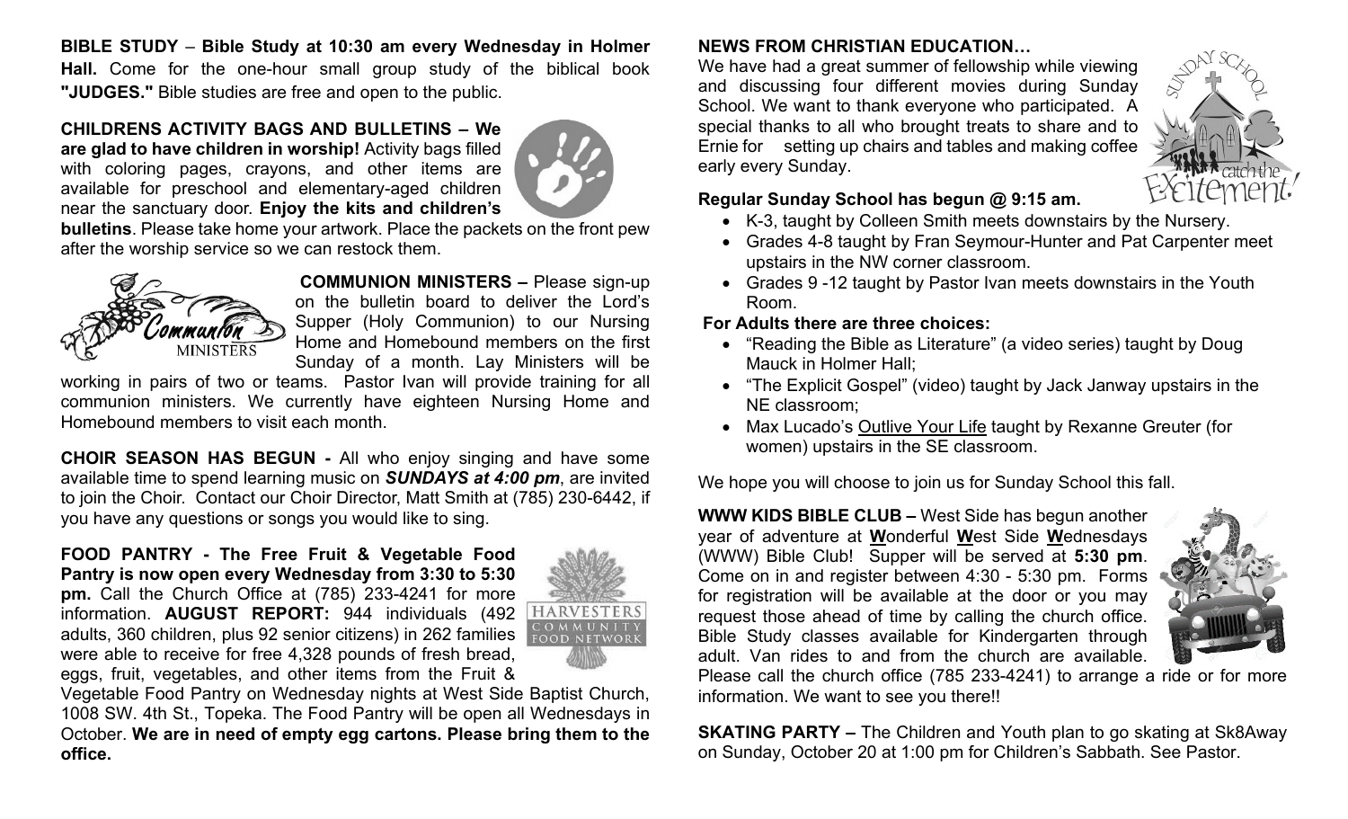**BIBLE STUDY** – **Bible Study at 10:30 am every Wednesday in Holmer Hall.** Come for the one-hour small group study of the biblical book **"JUDGES."** Bible studies are free and open to the public.

**CHILDRENS ACTIVITY BAGS AND BULLETINS – We are glad to have children in worship!** Activity bags filled with coloring pages, crayons, and other items are available for preschool and elementary-aged children near the sanctuary door. **Enjoy the kits and children's bulletins**. Please take home your artwork. Place the packets on the front pew after the worship service so we can restock them.

**COMMUNION MINISTERS –** Please sign-up on the bulletin board to deliver the Lord's Supper (Holy Communion) to our Nursing Home and Homebound members on the first Sunday of a month. Lay Ministers will be working in pairs of two or teams. Pastor Ivan will provide training for all communion ministers. We currently have eighteen Nursing Home and Homebound members to visit each month.

**CHOIR SEASON HAS BEGUN -** All who enjoy singing and have some available time to spend learning music on ***SUNDAYS at 4:00 pm***, are invited to join the Choir. Contact our Choir Director, Matt Smith at (785) 230-6442, if you have any questions or songs you would like to sing.

**FOOD PANTRY - The Free Fruit & Vegetable Food Pantry is now open every Wednesday from 3:30 to 5:30 pm.** Call the Church Office at (785) 233-4241 for more information. **AUGUST REPORT:** 944 individuals (492 adults, 360 children, plus 92 senior citizens) in 262 families were able to receive for free 4,328 pounds of fresh bread, eggs, fruit, vegetables, and other items from the Fruit & Vegetable Food Pantry on Wednesday nights at West Side Baptist Church, 1008 SW. 4th St., Topeka. The Food Pantry will be open all Wednesdays in October. **We are in need of empty egg cartons. Please bring them to the office.**

**NEWS FROM CHRISTIAN EDUCATION…**

We have had a great summer of fellowship while viewing and discussing four different movies during Sunday School. We want to thank everyone who participated. A special thanks to all who brought treats to share and to Ernie for setting up chairs and tables and making coffee early every Sunday.

**Regular Sunday School has begun @ 9:15 am.**

- K-3, taught by Colleen Smith meets downstairs by the Nursery.
- Grades 4-8 taught by Fran Seymour-Hunter and Pat Carpenter meet upstairs in the NW corner classroom.
- Grades 9 -12 taught by Pastor Ivan meets downstairs in the Youth Room.

**For Adults there are three choices:**

- "Reading the Bible as Literature" (a video series) taught by Doug Mauck in Holmer Hall;
- "The Explicit Gospel" (video) taught by Jack Janway upstairs in the NE classroom;
- Max Lucado's Outlive Your Life taught by Rexanne Greuter (for women) upstairs in the SE classroom.

We hope you will choose to join us for Sunday School this fall.

**WWW KIDS BIBLE CLUB –** West Side has begun another year of adventure at **W**onderful **W**est Side **W**ednesdays (WWW) Bible Club! Supper will be served at **5:30 pm**. Come on in and register between 4:30 - 5:30 pm. Forms for registration will be available at the door or you may request those ahead of time by calling the church office. Bible Study classes available for Kindergarten through adult. Van rides to and from the church are available. Please call the church office (785 233-4241) to arrange a ride or for more information. We want to see you there!!

**SKATING PARTY –** The Children and Youth plan to go skating at Sk8Away on Sunday, October 20 at 1:00 pm for Children's Sabbath. See Pastor.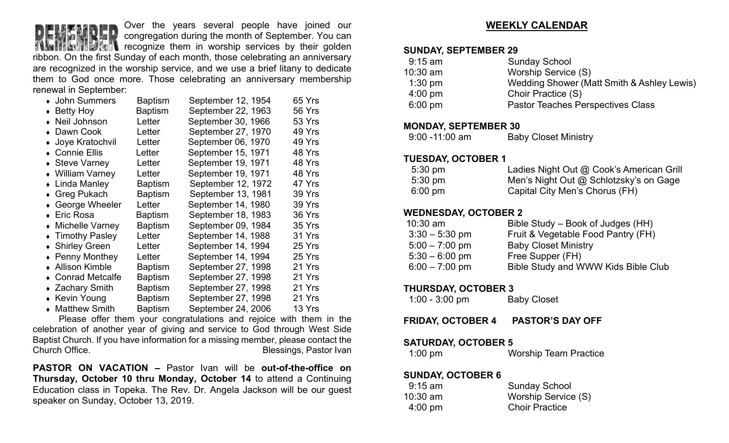**REMEMBER** Over the years several people have joined our congregation during the month of September. You can recognize them in worship services by their golden ribbon. On the first Sunday of each month, those celebrating an anniversary are recognized in the worship service, and we use a brief litany to dedicate them to God once more. Those celebrating an anniversary membership renewal in September:

| Name | Type | Date | Years |
|---|---|---|---|
| John Summers | Baptism | September 12, 1954 | 65 Yrs |
| Betty Hoy | Baptism | September 22, 1963 | 56 Yrs |
| Neil Johnson | Letter | September 30, 1966 | 53 Yrs |
| Dawn Cook | Letter | September 27, 1970 | 49 Yrs |
| Joye Kratochvil | Letter | September 06, 1970 | 49 Yrs |
| Connie Ellis | Letter | September 15, 1971 | 48 Yrs |
| Steve Varney | Letter | September 19, 1971 | 48 Yrs |
| William Varney | Letter | September 19, 1971 | 48 Yrs |
| Linda Manley | Baptism | September 12, 1972 | 47 Yrs |
| Greg Pukach | Baptism | September 13, 1981 | 39 Yrs |
| George Wheeler | Letter | September 14, 1980 | 39 Yrs |
| Eric Rosa | Baptism | September 18, 1983 | 36 Yrs |
| Michelle Varney | Baptism | September 09, 1984 | 35 Yrs |
| Timothy Pasley | Letter | September 14, 1988 | 31 Yrs |
| Shirley Green | Letter | September 14, 1994 | 25 Yrs |
| Penny Monthey | Letter | September 14, 1994 | 25 Yrs |
| Allison Kimble | Baptism | September 27, 1998 | 21 Yrs |
| Conrad Metcalfe | Baptism | September 27, 1998 | 21 Yrs |
| Zachary Smith | Baptism | September 27, 1998 | 21 Yrs |
| Kevin Young | Baptism | September 27, 1998 | 21 Yrs |
| Matthew Smith | Baptism | September 24, 2006 | 13 Yrs |

Please offer them your congratulations and rejoice with them in the celebration of another year of giving and service to God through West Side Baptist Church. If you have information for a missing member, please contact the Church Office.

Blessings, Pastor Ivan

**PASTOR ON VACATION –** Pastor Ivan will be **out-of-the-office on Thursday, October 10 thru Monday, October 14** to attend a Continuing Education class in Topeka. The Rev. Dr. Angela Jackson will be our guest speaker on Sunday, October 13, 2019.

## WEEKLY CALENDAR

### SUNDAY, SEPTEMBER 29

| | |
|---|---|
| 9:15 am | Sunday School |
| 10:30 am | Worship Service (S) |
| 1:30 pm | Wedding Shower (Matt Smith & Ashley Lewis) |
| 4:00 pm | Choir Practice (S) |
| 6:00 pm | Pastor Teaches Perspectives Class |

### MONDAY, SEPTEMBER 30

| | |
|---|---|
| 9:00 -11:00 am | Baby Closet Ministry |

### TUESDAY, OCTOBER 1

| | |
|---|---|
| 5:30 pm | Ladies Night Out @ Cook's American Grill |
| 5:30 pm | Men's Night Out @ Schlotzsky's on Gage |
| 6:00 pm | Capital City Men's Chorus (FH) |

### WEDNESDAY, OCTOBER 2

| | |
|---|---|
| 10:30 am | Bible Study – Book of Judges (HH) |
| 3:30 – 5:30 pm | Fruit & Vegetable Food Pantry (FH) |
| 5:00 – 7:00 pm | Baby Closet Ministry |
| 5:30 – 6:00 pm | Free Supper (FH) |
| 6:00 – 7:00 pm | Bible Study and WWW Kids Bible Club |

### THURSDAY, OCTOBER 3

| | |
|---|---|
| 1:00 - 3:00 pm | Baby Closet |

### FRIDAY, OCTOBER 4 PASTOR'S DAY OFF

### SATURDAY, OCTOBER 5

| | |
|---|---|
| 1:00 pm | Worship Team Practice |

### SUNDAY, OCTOBER 6

| | |
|---|---|
| 9:15 am | Sunday School |
| 10:30 am | Worship Service (S) |
| 4:00 pm | Choir Practice |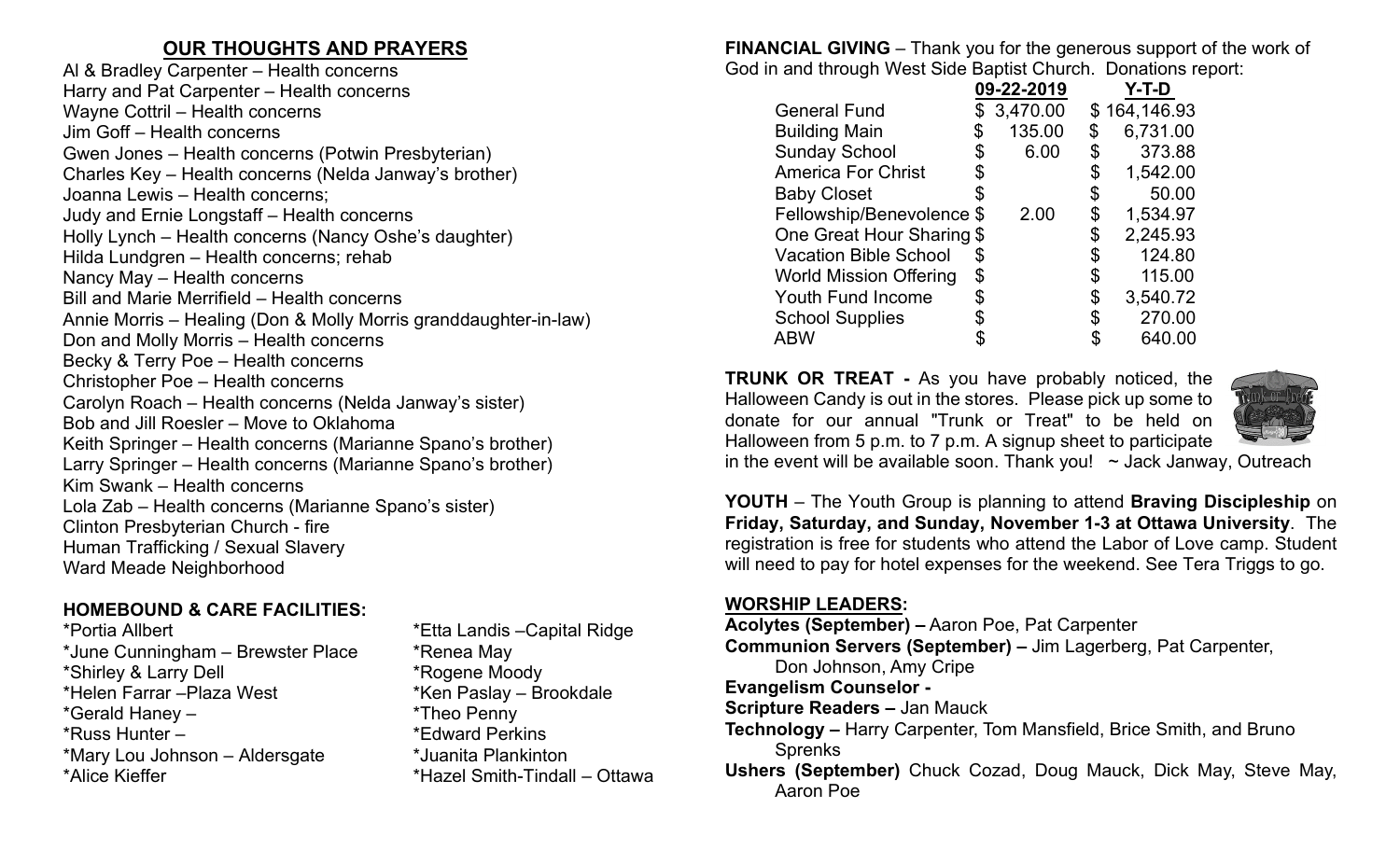## OUR THOUGHTS AND PRAYERS

Al & Bradley Carpenter – Health concerns
Harry and Pat Carpenter – Health concerns
Wayne Cottril – Health concerns
Jim Goff – Health concerns
Gwen Jones – Health concerns (Potwin Presbyterian)
Charles Key – Health concerns (Nelda Janway's brother)
Joanna Lewis – Health concerns;
Judy and Ernie Longstaff – Health concerns
Holly Lynch – Health concerns (Nancy Oshe's daughter)
Hilda Lundgren – Health concerns; rehab
Nancy May – Health concerns
Bill and Marie Merrifield – Health concerns
Annie Morris – Healing (Don & Molly Morris granddaughter-in-law)
Don and Molly Morris – Health concerns
Becky & Terry Poe – Health concerns
Christopher Poe – Health concerns
Carolyn Roach – Health concerns (Nelda Janway's sister)
Bob and Jill Roesler – Move to Oklahoma
Keith Springer – Health concerns (Marianne Spano's brother)
Larry Springer – Health concerns (Marianne Spano's brother)
Kim Swank – Health concerns
Lola Zab – Health concerns (Marianne Spano's sister)
Clinton Presbyterian Church - fire
Human Trafficking / Sexual Slavery
Ward Meade Neighborhood

### HOMEBOUND & CARE FACILITIES:

*Portia Allbert
*June Cunningham – Brewster Place
*Shirley & Larry Dell
*Helen Farrar –Plaza West
*Gerald Haney –
*Russ Hunter –
*Mary Lou Johnson – Aldersgate
*Alice Kieffer
*Etta Landis –Capital Ridge
*Renea May
*Rogene Moody
*Ken Paslay – Brookdale
*Theo Penny
*Edward Perkins
*Juanita Plankinton
*Hazel Smith-Tindall – Ottawa

**FINANCIAL GIVING** – Thank you for the generous support of the work of God in and through West Side Baptist Church. Donations report:

| | 09-22-2019 | Y-T-D |
|---|---|---|
| General Fund | $ 3,470.00 | $ 164,146.93 |
| Building Main | $ 135.00 | $ 6,731.00 |
| Sunday School | $ 6.00 | $ 373.88 |
| America For Christ | $ | $ 1,542.00 |
| Baby Closet | $ | $ 50.00 |
| Fellowship/Benevolence | $ 2.00 | $ 1,534.97 |
| One Great Hour Sharing | $ | $ 2,245.93 |
| Vacation Bible School | $ | $ 124.80 |
| World Mission Offering | $ | $ 115.00 |
| Youth Fund Income | $ | $ 3,540.72 |
| School Supplies | $ | $ 270.00 |
| ABW | $ | $ 640.00 |

**TRUNK OR TREAT -** As you have probably noticed, the Halloween Candy is out in the stores. Please pick up some to donate for our annual "Trunk or Treat" to be held on Halloween from 5 p.m. to 7 p.m. A signup sheet to participate in the event will be available soon. Thank you! ~ Jack Janway, Outreach

**YOUTH** – The Youth Group is planning to attend **Braving Discipleship** on **Friday, Saturday, and Sunday, November 1-3 at Ottawa University**. The registration is free for students who attend the Labor of Love camp. Student will need to pay for hotel expenses for the weekend. See Tera Triggs to go.

### WORSHIP LEADERS:

**Acolytes (September) –** Aaron Poe, Pat Carpenter
**Communion Servers (September) –** Jim Lagerberg, Pat Carpenter, Don Johnson, Amy Cripe
**Evangelism Counselor -**
**Scripture Readers –** Jan Mauck
**Technology –** Harry Carpenter, Tom Mansfield, Brice Smith, and Bruno Sprenks
**Ushers (September)** Chuck Cozad, Doug Mauck, Dick May, Steve May, Aaron Poe